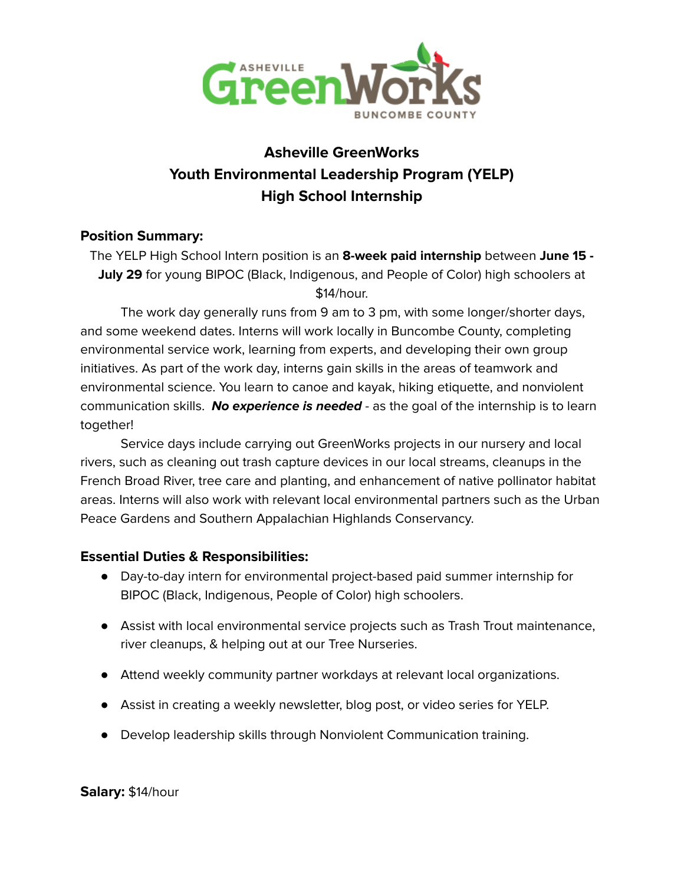# Asheville GreenWorks
# Youth Environmental Leadership Program (YELP)
# High School Internship

## Position Summary:

The YELP High School Intern position is an **8-week paid internship** between **June 15 - July 29** for young BIPOC (Black, Indigenous, and People of Color) high schoolers at $14/hour.

The work day generally runs from 9 am to 3 pm, with some longer/shorter days, and some weekend dates. Interns will work locally in Buncombe County, completing environmental service work, learning from experts, and developing their own group initiatives. As part of the work day, interns gain skills in the areas of teamwork and environmental science. You learn to canoe and kayak, hiking etiquette, and nonviolent communication skills. ***No experience is needed*** - as the goal of the internship is to learn together!

Service days include carrying out GreenWorks projects in our nursery and local rivers, such as cleaning out trash capture devices in our local streams, cleanups in the French Broad River, tree care and planting, and enhancement of native pollinator habitat areas. Interns will also work with relevant local environmental partners such as the Urban Peace Gardens and Southern Appalachian Highlands Conservancy.

## Essential Duties & Responsibilities:

- Day-to-day intern for environmental project-based paid summer internship for BIPOC (Black, Indigenous, People of Color) high schoolers.
- Assist with local environmental service projects such as Trash Trout maintenance, river cleanups, & helping out at our Tree Nurseries.
- Attend weekly community partner workdays at relevant local organizations.
- Assist in creating a weekly newsletter, blog post, or video series for YELP.
- Develop leadership skills through Nonviolent Communication training.

**Salary:** $14/hour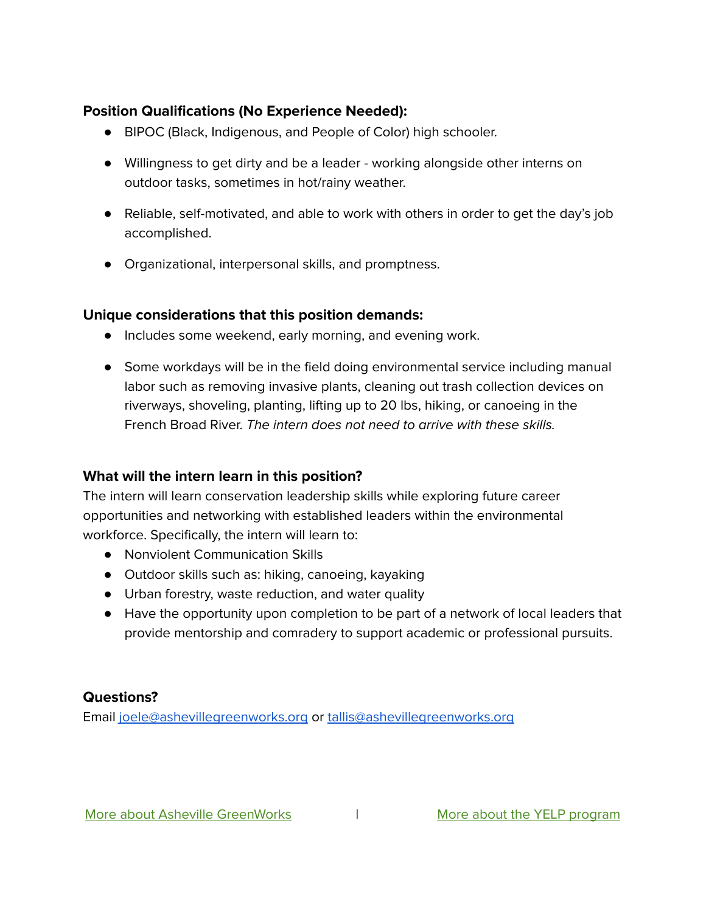**Position Qualifications (No Experience Needed):**

- BIPOC (Black, Indigenous, and People of Color) high schooler.
- Willingness to get dirty and be a leader - working alongside other interns on outdoor tasks, sometimes in hot/rainy weather.
- Reliable, self-motivated, and able to work with others in order to get the day's job accomplished.
- Organizational, interpersonal skills, and promptness.

**Unique considerations that this position demands:**

- Includes some weekend, early morning, and evening work.
- Some workdays will be in the field doing environmental service including manual labor such as removing invasive plants, cleaning out trash collection devices on riverways, shoveling, planting, lifting up to 20 lbs, hiking, or canoeing in the French Broad River. *The intern does not need to arrive with these skills.*

**What will the intern learn in this position?**

The intern will learn conservation leadership skills while exploring future career opportunities and networking with established leaders within the environmental workforce. Specifically, the intern will learn to:

- Nonviolent Communication Skills
- Outdoor skills such as: hiking, canoeing, kayaking
- Urban forestry, waste reduction, and water quality
- Have the opportunity upon completion to be part of a network of local leaders that provide mentorship and comradery to support academic or professional pursuits.

**Questions?**

Email joele@ashevillegreenworks.org or tallis@ashevillegreenworks.org

More about Asheville GreenWorks | More about the YELP program